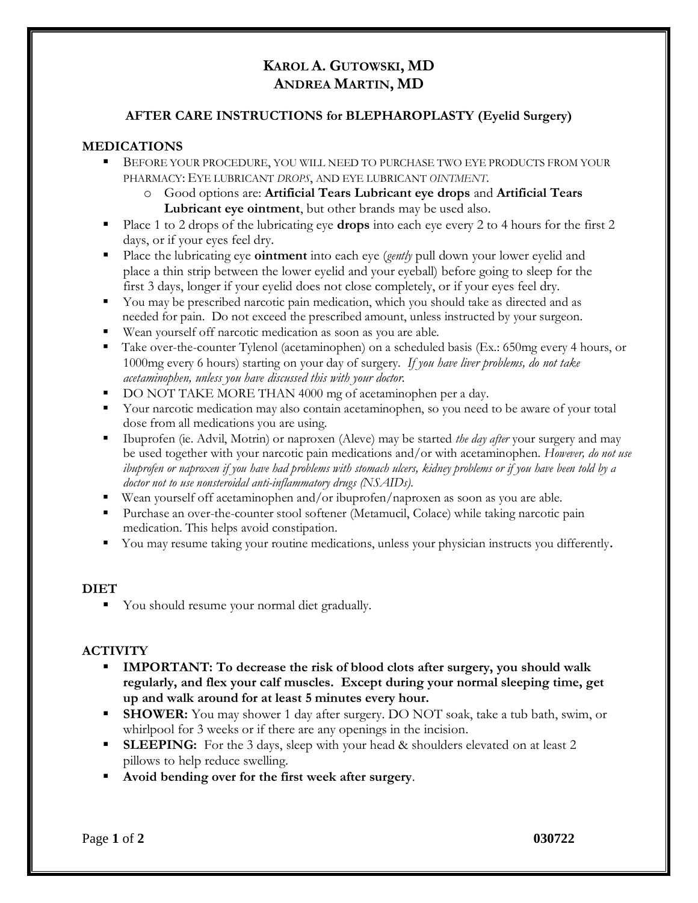# KAROL A. GUTOWSKI, MD
# ANDREA MARTIN, MD

## AFTER CARE INSTRUCTIONS for BLEPHAROPLASTY (Eyelid Surgery)

### MEDICATIONS

- BEFORE YOUR PROCEDURE, YOU WILL NEED TO PURCHASE TWO EYE PRODUCTS FROM YOUR PHARMACY: EYE LUBRICANT *DROPS*, AND EYE LUBRICANT *OINTMENT*.
  - Good options are: **Artificial Tears Lubricant eye drops** and **Artificial Tears Lubricant eye ointment**, but other brands may be used also.
- Place 1 to 2 drops of the lubricating eye **drops** into each eye every 2 to 4 hours for the first 2 days, or if your eyes feel dry.
- Place the lubricating eye **ointment** into each eye (*gently* pull down your lower eyelid and place a thin strip between the lower eyelid and your eyeball) before going to sleep for the first 3 days, longer if your eyelid does not close completely, or if your eyes feel dry.
- You may be prescribed narcotic pain medication, which you should take as directed and as needed for pain. Do not exceed the prescribed amount, unless instructed by your surgeon.
- Wean yourself off narcotic medication as soon as you are able.
- Take over-the-counter Tylenol (acetaminophen) on a scheduled basis (Ex.: 650mg every 4 hours, or 1000mg every 6 hours) starting on your day of surgery. *If you have liver problems, do not take acetaminophen, unless you have discussed this with your doctor.*
- DO NOT TAKE MORE THAN 4000 mg of acetaminophen per a day.
- Your narcotic medication may also contain acetaminophen, so you need to be aware of your total dose from all medications you are using.
- Ibuprofen (ie. Advil, Motrin) or naproxen (Aleve) may be started *the day after* your surgery and may be used together with your narcotic pain medications and/or with acetaminophen. *However, do not use ibuprofen or naproxen if you have had problems with stomach ulcers, kidney problems or if you have been told by a doctor not to use nonsteroidal anti-inflammatory drugs (NSAIDs).*
- Wean yourself off acetaminophen and/or ibuprofen/naproxen as soon as you are able.
- Purchase an over-the-counter stool softener (Metamucil, Colace) while taking narcotic pain medication. This helps avoid constipation.
- You may resume taking your routine medications, unless your physician instructs you differently**.**

### DIET

- You should resume your normal diet gradually.

### ACTIVITY

- **IMPORTANT: To decrease the risk of blood clots after surgery, you should walk regularly, and flex your calf muscles. Except during your normal sleeping time, get up and walk around for at least 5 minutes every hour.**
- **SHOWER:** You may shower 1 day after surgery. DO NOT soak, take a tub bath, swim, or whirlpool for 3 weeks or if there are any openings in the incision.
- **SLEEPING:** For the 3 days, sleep with your head & shoulders elevated on at least 2 pillows to help reduce swelling.
- **Avoid bending over for the first week after surgery**.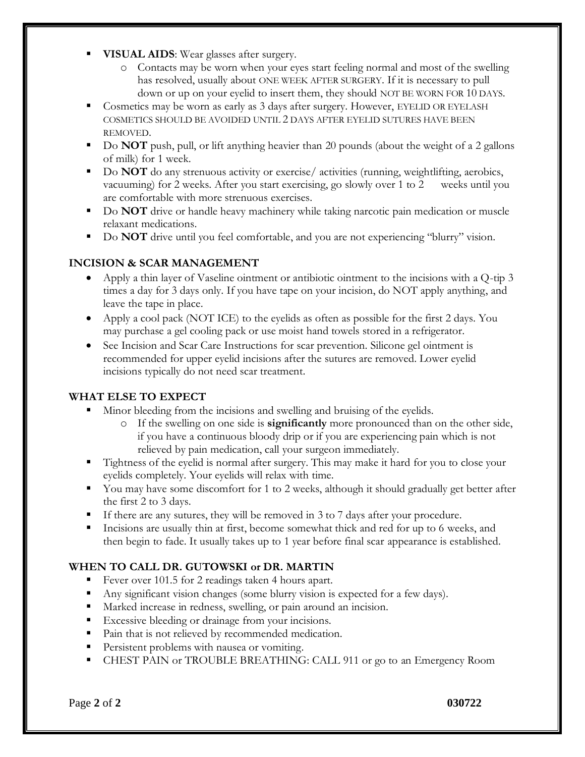- **VISUAL AIDS**: Wear glasses after surgery.
  - Contacts may be worn when your eyes start feeling normal and most of the swelling has resolved, usually about ONE WEEK AFTER SURGERY. If it is necessary to pull down or up on your eyelid to insert them, they should NOT BE WORN FOR 10 DAYS.
- Cosmetics may be worn as early as 3 days after surgery. However, EYELID OR EYELASH COSMETICS SHOULD BE AVOIDED UNTIL 2 DAYS AFTER EYELID SUTURES HAVE BEEN REMOVED.
- Do **NOT** push, pull, or lift anything heavier than 20 pounds (about the weight of a 2 gallons of milk) for 1 week.
- Do **NOT** do any strenuous activity or exercise/ activities (running, weightlifting, aerobics, vacuuming) for 2 weeks. After you start exercising, go slowly over 1 to 2 weeks until you are comfortable with more strenuous exercises.
- Do **NOT** drive or handle heavy machinery while taking narcotic pain medication or muscle relaxant medications.
- Do **NOT** drive until you feel comfortable, and you are not experiencing "blurry" vision.

## INCISION & SCAR MANAGEMENT

- Apply a thin layer of Vaseline ointment or antibiotic ointment to the incisions with a Q-tip 3 times a day for 3 days only. If you have tape on your incision, do NOT apply anything, and leave the tape in place.
- Apply a cool pack (NOT ICE) to the eyelids as often as possible for the first 2 days. You may purchase a gel cooling pack or use moist hand towels stored in a refrigerator.
- See Incision and Scar Care Instructions for scar prevention. Silicone gel ointment is recommended for upper eyelid incisions after the sutures are removed. Lower eyelid incisions typically do not need scar treatment.

## WHAT ELSE TO EXPECT

- Minor bleeding from the incisions and swelling and bruising of the eyelids.
  - If the swelling on one side is **significantly** more pronounced than on the other side, if you have a continuous bloody drip or if you are experiencing pain which is not relieved by pain medication, call your surgeon immediately.
- Tightness of the eyelid is normal after surgery. This may make it hard for you to close your eyelids completely. Your eyelids will relax with time.
- You may have some discomfort for 1 to 2 weeks, although it should gradually get better after the first 2 to 3 days.
- If there are any sutures, they will be removed in 3 to 7 days after your procedure.
- Incisions are usually thin at first, become somewhat thick and red for up to 6 weeks, and then begin to fade. It usually takes up to 1 year before final scar appearance is established.

## WHEN TO CALL DR. GUTOWSKI or DR. MARTIN

- Fever over 101.5 for 2 readings taken 4 hours apart.
- Any significant vision changes (some blurry vision is expected for a few days).
- Marked increase in redness, swelling, or pain around an incision.
- Excessive bleeding or drainage from your incisions.
- Pain that is not relieved by recommended medication.
- Persistent problems with nausea or vomiting.
- CHEST PAIN or TROUBLE BREATHING: CALL 911 or go to an Emergency Room

030722